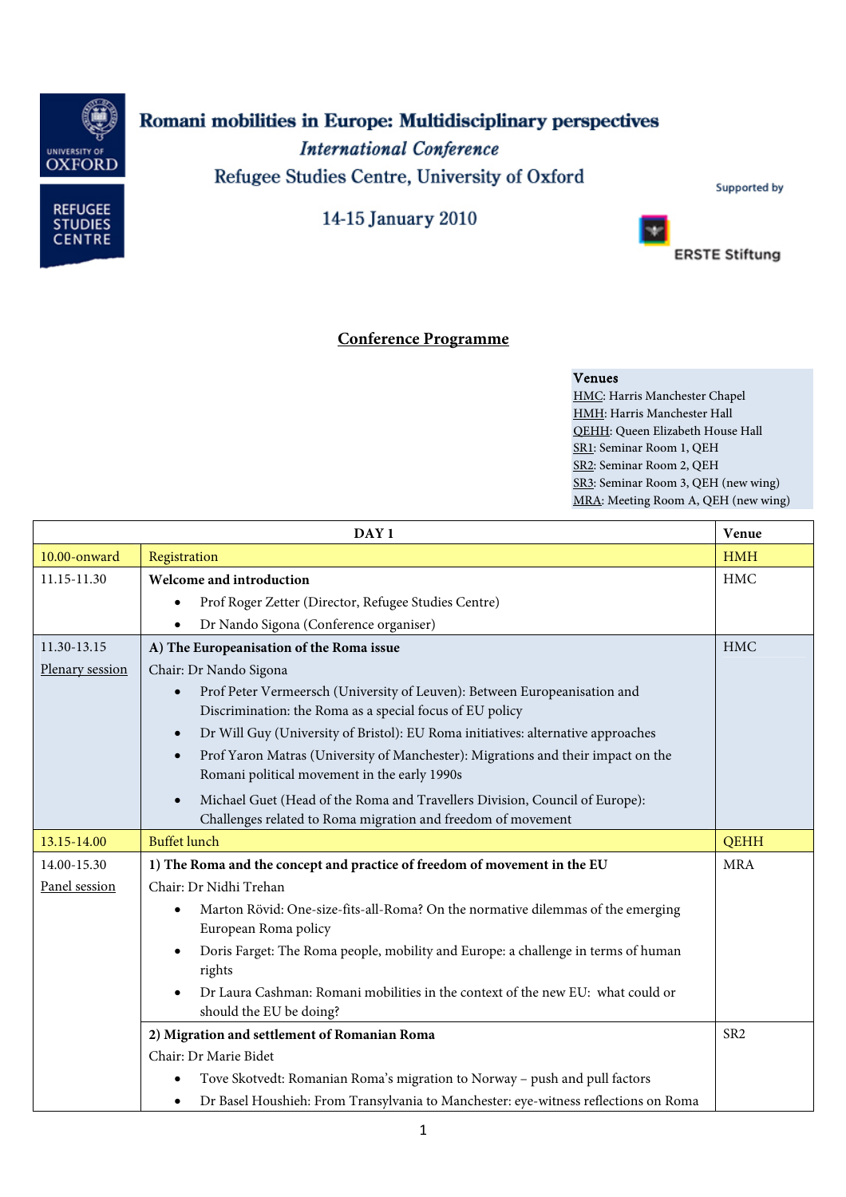# Romani mobilities in Europe: Multidisciplinary perspectives

*International Conference*

Refugee Studies Centre, University of Oxford

14-15 January 2010

Supported by ERSTE Stiftung

## Conference Programme

**Venues**
HMC: Harris Manchester Chapel
HMH: Harris Manchester Hall
QEHH: Queen Elizabeth House Hall
SR1: Seminar Room 1, QEH
SR2: Seminar Room 2, QEH
SR3: Seminar Room 3, QEH (new wing)
MRA: Meeting Room A, QEH (new wing)

| DAY 1 | | Venue |
|---|---|---|
| 10.00-onward | Registration | HMH |
| 11.15-11.30 | **Welcome and introduction**<br>• Prof Roger Zetter (Director, Refugee Studies Centre)<br>• Dr Nando Sigona (Conference organiser) | HMC |
| 11.30-13.15<br>Plenary session | **A) The Europeanisation of the Roma issue**<br>Chair: Dr Nando Sigona<br>• Prof Peter Vermeersch (University of Leuven): Between Europeanisation and Discrimination: the Roma as a special focus of EU policy<br>• Dr Will Guy (University of Bristol): EU Roma initiatives: alternative approaches<br>• Prof Yaron Matras (University of Manchester): Migrations and their impact on the Romani political movement in the early 1990s<br>• Michael Guet (Head of the Roma and Travellers Division, Council of Europe): Challenges related to Roma migration and freedom of movement | HMC |
| 13.15-14.00 | Buffet lunch | QEHH |
| 14.00-15.30<br>Panel session | **1) The Roma and the concept and practice of freedom of movement in the EU**<br>Chair: Dr Nidhi Trehan<br>• Marton Rövid: One-size-fits-all-Roma? On the normative dilemmas of the emerging European Roma policy<br>• Doris Farget: The Roma people, mobility and Europe: a challenge in terms of human rights<br>• Dr Laura Cashman: Romani mobilities in the context of the new EU: what could or should the EU be doing? | MRA |
| | **2) Migration and settlement of Romanian Roma**<br>Chair: Dr Marie Bidet<br>• Tove Skotvedt: Romanian Roma's migration to Norway – push and pull factors<br>• Dr Basel Houshieh: From Transylvania to Manchester: eye-witness reflections on Roma | SR2 |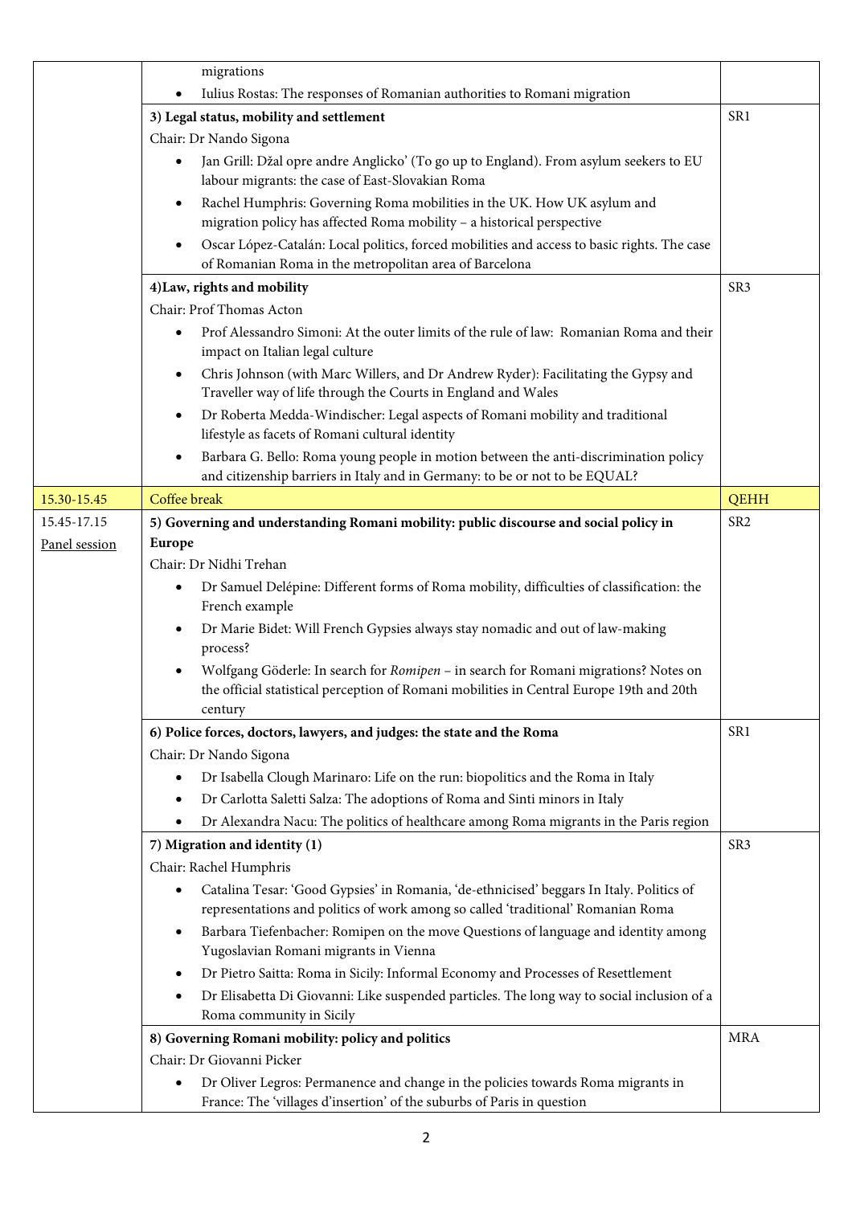| | | |
|---|---|---|
| | migrations<br>• Iulius Rostas: The responses of Romanian authorities to Romani migration | |
| | **3) Legal status, mobility and settlement**<br>Chair: Dr Nando Sigona<br>• Jan Grill: Džal opre andre Anglicko' (To go up to England). From asylum seekers to EU labour migrants: the case of East-Slovakian Roma<br>• Rachel Humphris: Governing Roma mobilities in the UK. How UK asylum and migration policy has affected Roma mobility – a historical perspective<br>• Oscar López-Catalán: Local politics, forced mobilities and access to basic rights. The case of Romanian Roma in the metropolitan area of Barcelona | SR1 |
| | **4)Law, rights and mobility**<br>Chair: Prof Thomas Acton<br>• Prof Alessandro Simoni: At the outer limits of the rule of law: Romanian Roma and their impact on Italian legal culture<br>• Chris Johnson (with Marc Willers, and Dr Andrew Ryder): Facilitating the Gypsy and Traveller way of life through the Courts in England and Wales<br>• Dr Roberta Medda-Windischer: Legal aspects of Romani mobility and traditional lifestyle as facets of Romani cultural identity<br>• Barbara G. Bello: Roma young people in motion between the anti-discrimination policy and citizenship barriers in Italy and in Germany: to be or not to be EQUAL? | SR3 |
| 15.30-15.45 | Coffee break | QEHH |
| 15.45-17.15<br>Panel session | **5) Governing and understanding Romani mobility: public discourse and social policy in Europe**<br>Chair: Dr Nidhi Trehan<br>• Dr Samuel Delépine: Different forms of Roma mobility, difficulties of classification: the French example<br>• Dr Marie Bidet: Will French Gypsies always stay nomadic and out of law-making process?<br>• Wolfgang Göderle: In search for *Romipen* – in search for Romani migrations? Notes on the official statistical perception of Romani mobilities in Central Europe 19th and 20th century | SR2 |
| | **6) Police forces, doctors, lawyers, and judges: the state and the Roma**<br>Chair: Dr Nando Sigona<br>• Dr Isabella Clough Marinaro: Life on the run: biopolitics and the Roma in Italy<br>• Dr Carlotta Saletti Salza: The adoptions of Roma and Sinti minors in Italy<br>• Dr Alexandra Nacu: The politics of healthcare among Roma migrants in the Paris region | SR1 |
| | **7) Migration and identity (1)**<br>Chair: Rachel Humphris<br>• Catalina Tesar: 'Good Gypsies' in Romania, 'de-ethnicised' beggars In Italy. Politics of representations and politics of work among so called 'traditional' Romanian Roma<br>• Barbara Tiefenbacher: Romipen on the move Questions of language and identity among Yugoslavian Romani migrants in Vienna<br>• Dr Pietro Saitta: Roma in Sicily: Informal Economy and Processes of Resettlement<br>• Dr Elisabetta Di Giovanni: Like suspended particles. The long way to social inclusion of a Roma community in Sicily | SR3 |
| | **8) Governing Romani mobility: policy and politics**<br>Chair: Dr Giovanni Picker<br>• Dr Oliver Legros: Permanence and change in the policies towards Roma migrants in France: The 'villages d'insertion' of the suburbs of Paris in question | MRA |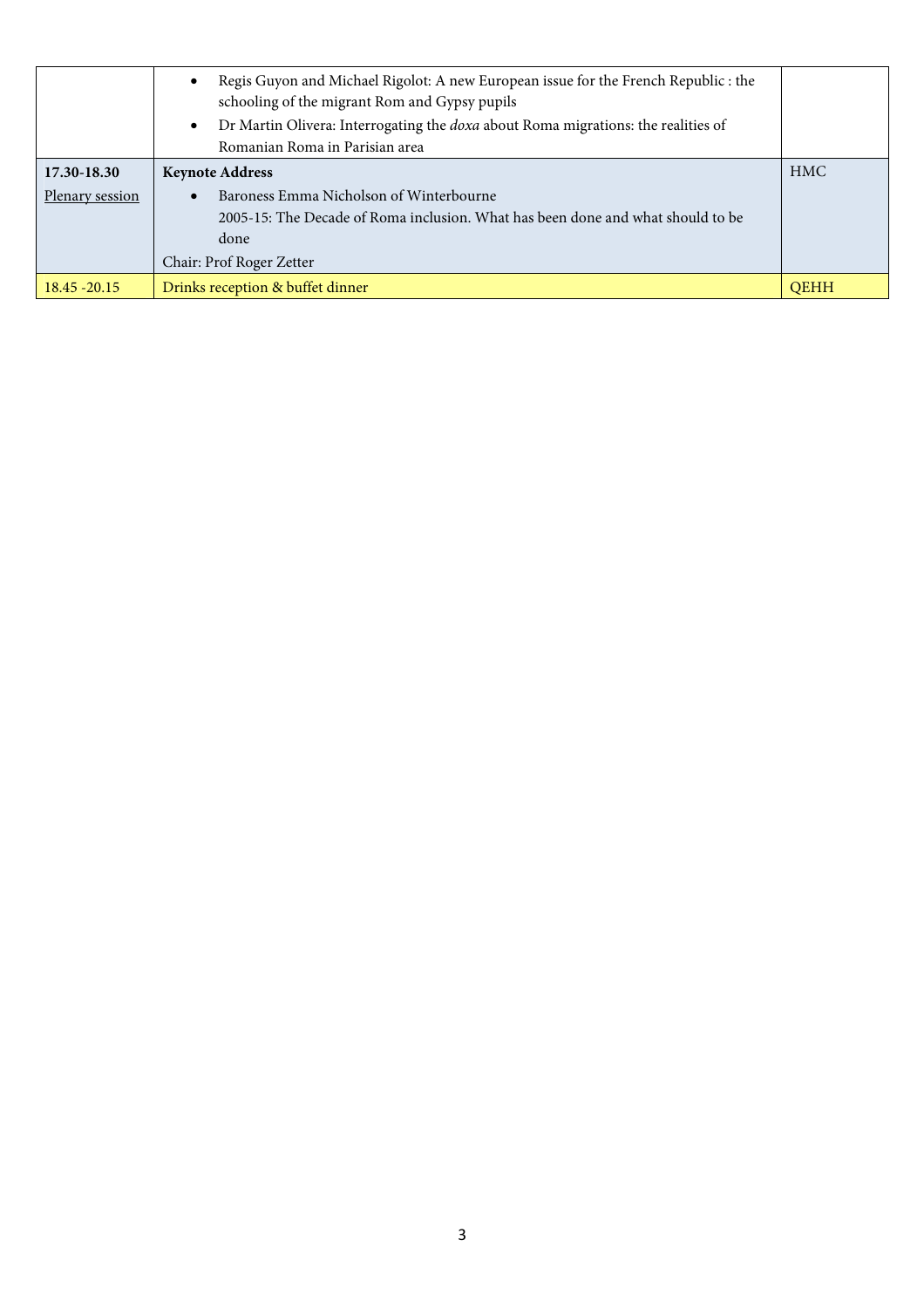| | | |
|---|---|---|
| | • Regis Guyon and Michael Rigolot: A new European issue for the French Republic : the schooling of the migrant Rom and Gypsy pupils<br>• Dr Martin Olivera: Interrogating the *doxa* about Roma migrations: the realities of Romanian Roma in Parisian area | |
| **17.30-18.30**<br>Plenary session | **Keynote Address**<br>• Baroness Emma Nicholson of Winterbourne<br>2005-15: The Decade of Roma inclusion. What has been done and what should to be done<br>Chair: Prof Roger Zetter | HMC |
| 18.45 -20.15 | Drinks reception & buffet dinner | QEHH |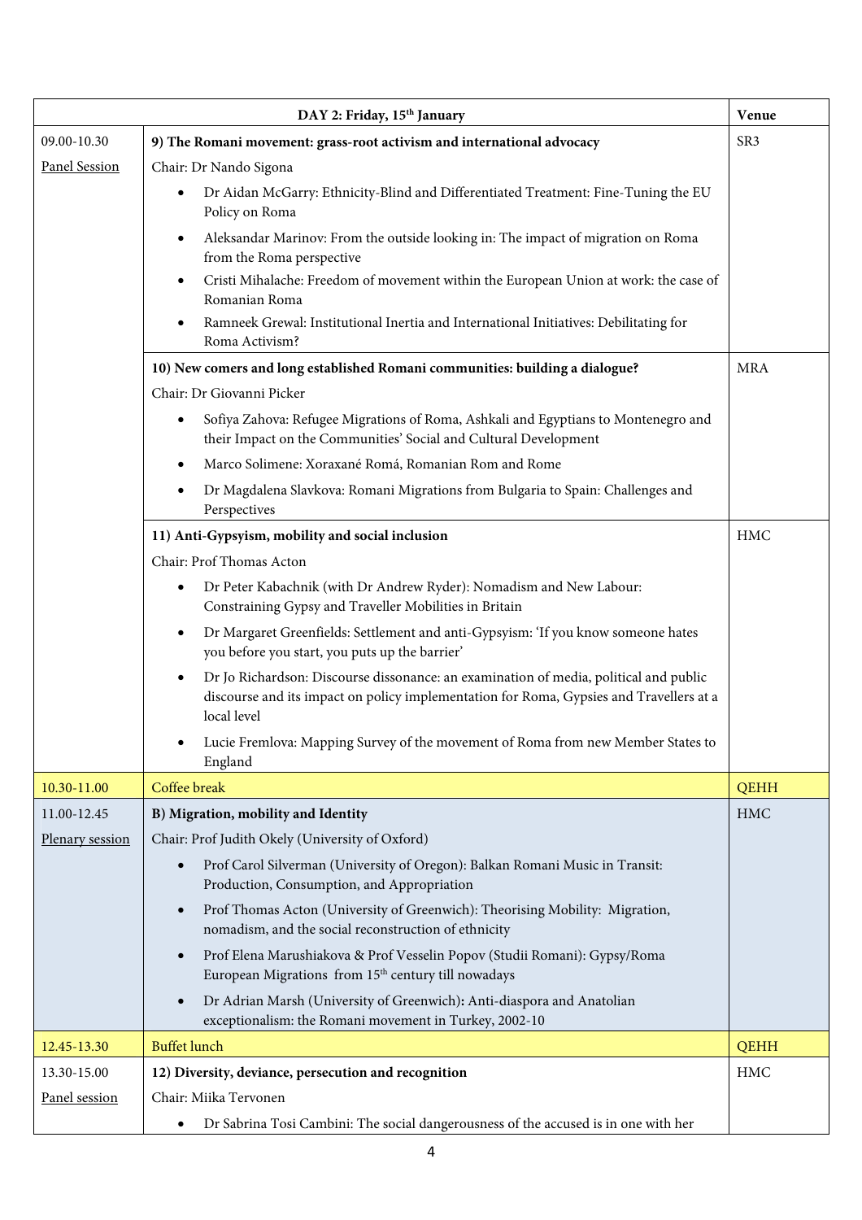| DAY 2: Friday, 15th January | | Venue |
|---|---|---|
| 09.00-10.30<br>Panel Session | **9) The Romani movement: grass-root activism and international advocacy**<br>Chair: Dr Nando Sigona<br>• Dr Aidan McGarry: Ethnicity-Blind and Differentiated Treatment: Fine-Tuning the EU Policy on Roma<br>• Aleksandar Marinov: From the outside looking in: The impact of migration on Roma from the Roma perspective<br>• Cristi Mihalache: Freedom of movement within the European Union at work: the case of Romanian Roma<br>• Ramneek Grewal: Institutional Inertia and International Initiatives: Debilitating for Roma Activism? | SR3 |
| | **10) New comers and long established Romani communities: building a dialogue?**<br>Chair: Dr Giovanni Picker<br>• Sofiya Zahova: Refugee Migrations of Roma, Ashkali and Egyptians to Montenegro and their Impact on the Communities' Social and Cultural Development<br>• Marco Solimene: Xoraxané Romá, Romanian Rom and Rome<br>• Dr Magdalena Slavkova: Romani Migrations from Bulgaria to Spain: Challenges and Perspectives | MRA |
| | **11) Anti-Gypsyism, mobility and social inclusion**<br>Chair: Prof Thomas Acton<br>• Dr Peter Kabachnik (with Dr Andrew Ryder): Nomadism and New Labour: Constraining Gypsy and Traveller Mobilities in Britain<br>• Dr Margaret Greenfields: Settlement and anti-Gypsyism: 'If you know someone hates you before you start, you puts up the barrier'<br>• Dr Jo Richardson: Discourse dissonance: an examination of media, political and public discourse and its impact on policy implementation for Roma, Gypsies and Travellers at a local level<br>• Lucie Fremlova: Mapping Survey of the movement of Roma from new Member States to England | HMC |
| 10.30-11.00 | Coffee break | QEHH |
| 11.00-12.45<br>Plenary session | **B) Migration, mobility and Identity**<br>Chair: Prof Judith Okely (University of Oxford)<br>• Prof Carol Silverman (University of Oregon): Balkan Romani Music in Transit: Production, Consumption, and Appropriation<br>• Prof Thomas Acton (University of Greenwich): Theorising Mobility: Migration, nomadism, and the social reconstruction of ethnicity<br>• Prof Elena Marushiakova & Prof Vesselin Popov (Studii Romani): Gypsy/Roma European Migrations from 15th century till nowadays<br>• Dr Adrian Marsh (University of Greenwich)**:** Anti-diaspora and Anatolian exceptionalism: the Romani movement in Turkey, 2002-10 | HMC |
| 12.45-13.30 | Buffet lunch | QEHH |
| 13.30-15.00<br>Panel session | **12) Diversity, deviance, persecution and recognition**<br>Chair: Miika Tervonen<br>• Dr Sabrina Tosi Cambini: The social dangerousness of the accused is in one with her | HMC |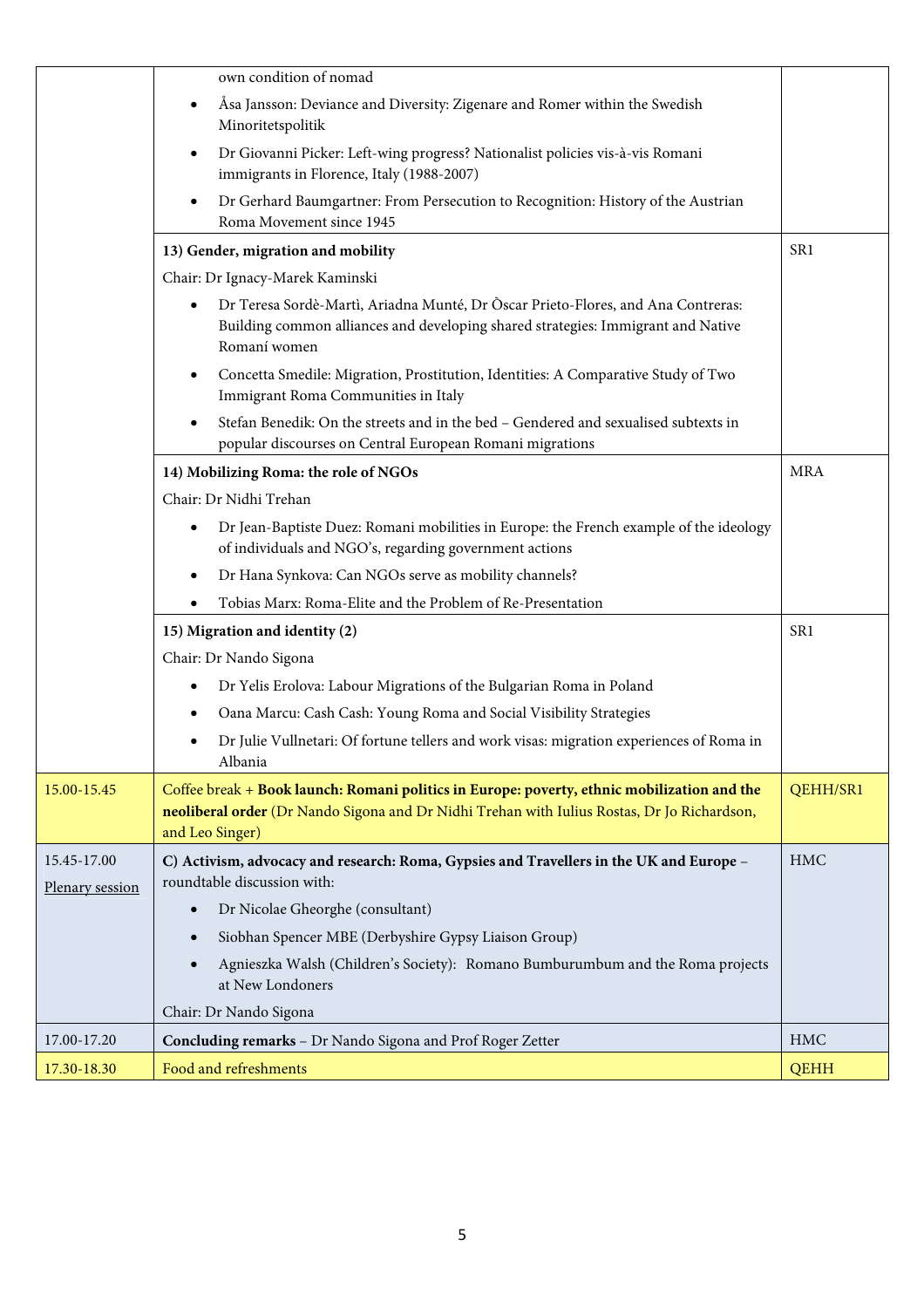| | | |
|---|---|---|
| | own condition of nomad<br>• Åsa Jansson: Deviance and Diversity: Zigenare and Romer within the Swedish Minoritetspolitik<br>• Dr Giovanni Picker: Left-wing progress? Nationalist policies vis-à-vis Romani immigrants in Florence, Italy (1988-2007)<br>• Dr Gerhard Baumgartner: From Persecution to Recognition: History of the Austrian Roma Movement since 1945 | |
| | **13) Gender, migration and mobility**<br>Chair: Dr Ignacy-Marek Kaminski<br>• Dr Teresa Sordè-Martì, Ariadna Munté, Dr Òscar Prieto-Flores, and Ana Contreras: Building common alliances and developing shared strategies: Immigrant and Native Romaní women<br>• Concetta Smedile: Migration, Prostitution, Identities: A Comparative Study of Two Immigrant Roma Communities in Italy<br>• Stefan Benedik: On the streets and in the bed – Gendered and sexualised subtexts in popular discourses on Central European Romani migrations | SR1 |
| | **14) Mobilizing Roma: the role of NGOs**<br>Chair: Dr Nidhi Trehan<br>• Dr Jean-Baptiste Duez: Romani mobilities in Europe: the French example of the ideology of individuals and NGO's, regarding government actions<br>• Dr Hana Synkova: Can NGOs serve as mobility channels?<br>• Tobias Marx: Roma-Elite and the Problem of Re-Presentation | MRA |
| | **15) Migration and identity (2)**<br>Chair: Dr Nando Sigona<br>• Dr Yelis Erolova: Labour Migrations of the Bulgarian Roma in Poland<br>• Oana Marcu: Cash Cash: Young Roma and Social Visibility Strategies<br>• Dr Julie Vullnetari: Of fortune tellers and work visas: migration experiences of Roma in Albania | SR1 |
| 15.00-15.45 | Coffee break + **Book launch: Romani politics in Europe: poverty, ethnic mobilization and the neoliberal order** (Dr Nando Sigona and Dr Nidhi Trehan with Iulius Rostas, Dr Jo Richardson, and Leo Singer) | QEHH/SR1 |
| 15.45-17.00<br>Plenary session | **C) Activism, advocacy and research: Roma, Gypsies and Travellers in the UK and Europe** – roundtable discussion with:<br>• Dr Nicolae Gheorghe (consultant)<br>• Siobhan Spencer MBE (Derbyshire Gypsy Liaison Group)<br>• Agnieszka Walsh (Children's Society): Romano Bumburumbum and the Roma projects at New Londoners<br>Chair: Dr Nando Sigona | HMC |
| 17.00-17.20 | **Concluding remarks** – Dr Nando Sigona and Prof Roger Zetter | HMC |
| 17.30-18.30 | Food and refreshments | QEHH |